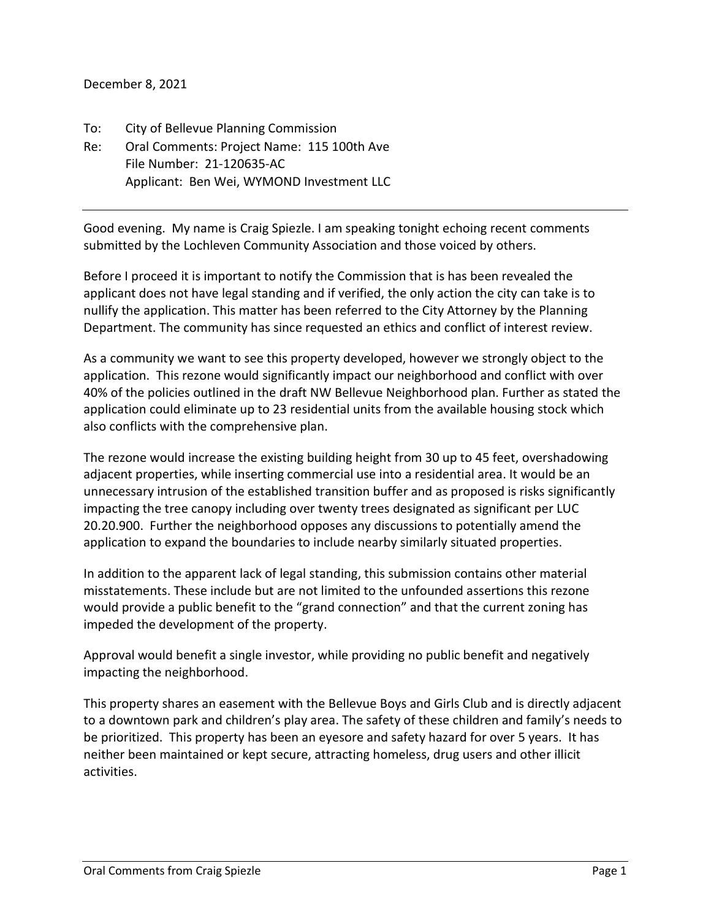December 8, 2021

To: City of Bellevue Planning Commission
Re: Oral Comments: Project Name: 115 100th Ave
File Number: 21-120635-AC
Applicant: Ben Wei, WYMOND Investment LLC

---

Good evening. My name is Craig Spiezle. I am speaking tonight echoing recent comments submitted by the Lochleven Community Association and those voiced by others.

Before I proceed it is important to notify the Commission that is has been revealed the applicant does not have legal standing and if verified, the only action the city can take is to nullify the application. This matter has been referred to the City Attorney by the Planning Department. The community has since requested an ethics and conflict of interest review.

As a community we want to see this property developed, however we strongly object to the application. This rezone would significantly impact our neighborhood and conflict with over 40% of the policies outlined in the draft NW Bellevue Neighborhood plan. Further as stated the application could eliminate up to 23 residential units from the available housing stock which also conflicts with the comprehensive plan.

The rezone would increase the existing building height from 30 up to 45 feet, overshadowing adjacent properties, while inserting commercial use into a residential area. It would be an unnecessary intrusion of the established transition buffer and as proposed is risks significantly impacting the tree canopy including over twenty trees designated as significant per LUC 20.20.900. Further the neighborhood opposes any discussions to potentially amend the application to expand the boundaries to include nearby similarly situated properties.

In addition to the apparent lack of legal standing, this submission contains other material misstatements. These include but are not limited to the unfounded assertions this rezone would provide a public benefit to the "grand connection" and that the current zoning has impeded the development of the property.

Approval would benefit a single investor, while providing no public benefit and negatively impacting the neighborhood.

This property shares an easement with the Bellevue Boys and Girls Club and is directly adjacent to a downtown park and children's play area. The safety of these children and family's needs to be prioritized. This property has been an eyesore and safety hazard for over 5 years. It has neither been maintained or kept secure, attracting homeless, drug users and other illicit activities.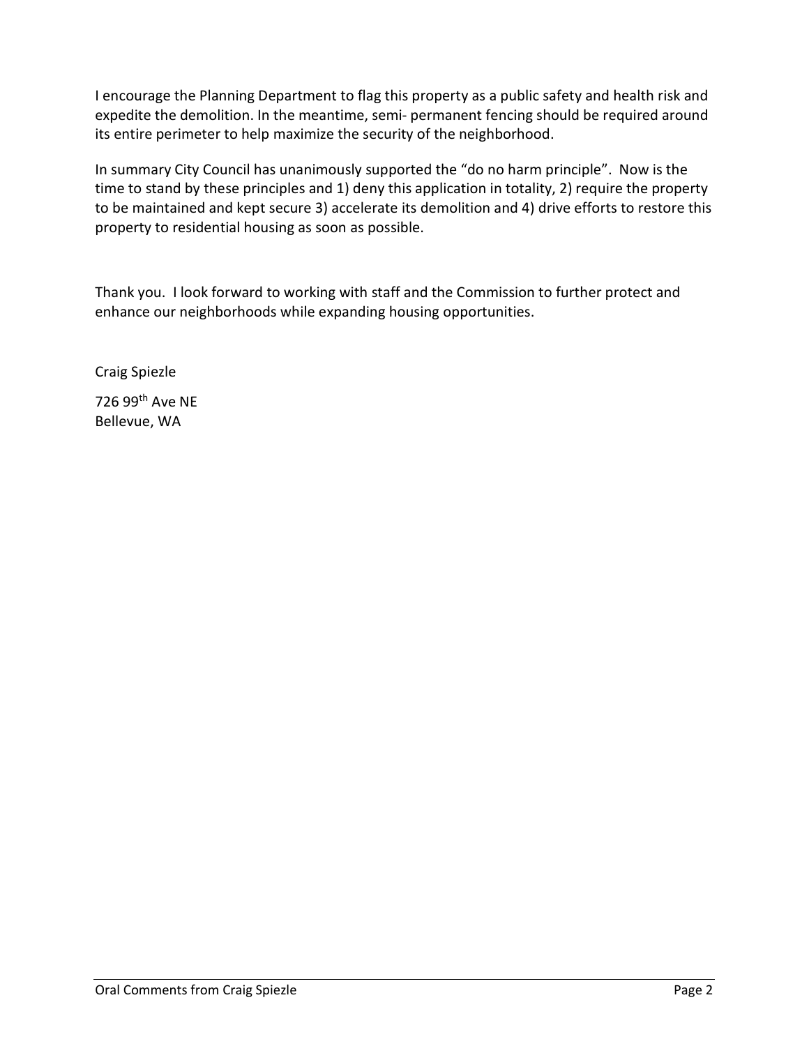I encourage the Planning Department to flag this property as a public safety and health risk and expedite the demolition. In the meantime, semi- permanent fencing should be required around its entire perimeter to help maximize the security of the neighborhood.

In summary City Council has unanimously supported the "do no harm principle". Now is the time to stand by these principles and 1) deny this application in totality, 2) require the property to be maintained and kept secure 3) accelerate its demolition and 4) drive efforts to restore this property to residential housing as soon as possible.

Thank you. I look forward to working with staff and the Commission to further protect and enhance our neighborhoods while expanding housing opportunities.

Craig Spiezle

726 99th Ave NE
Bellevue, WA